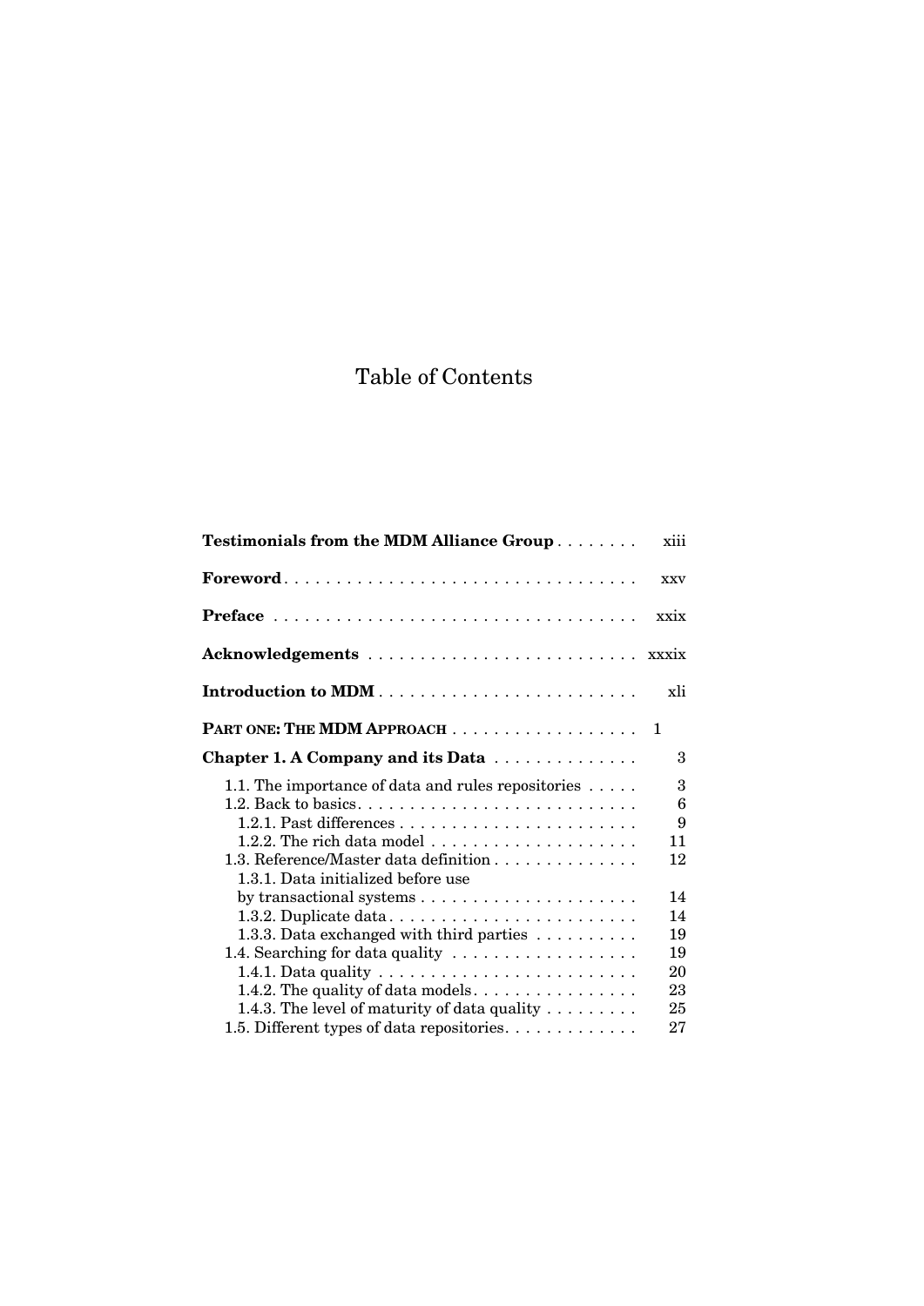# Table of Contents

**Testimonials from the MDM Alliance Group** . . . . . . . . xiii

**Foreword** . . . . . . . . . . . . . . . . . . . . . . . . . . . . . . . . . xxv

**Preface** . . . . . . . . . . . . . . . . . . . . . . . . . . . . . . . . . . xxix

**Acknowledgements** . . . . . . . . . . . . . . . . . . . . . . . . . . xxxix

**Introduction to MDM** . . . . . . . . . . . . . . . . . . . . . . . . . xli

**PART ONE: THE MDM APPROACH** . . . . . . . . . . . . . . . . . . 1

**Chapter 1. A Company and its Data** . . . . . . . . . . . . . . 3

1.1. The importance of data and rules repositories . . . . . 3
1.2. Back to basics. . . . . . . . . . . . . . . . . . . . . . . . . . . . 6
1.2.1. Past differences . . . . . . . . . . . . . . . . . . . . . . . 9
1.2.2. The rich data model . . . . . . . . . . . . . . . . . . . . 11
1.3. Reference/Master data definition . . . . . . . . . . . . . . 12
1.3.1. Data initialized before use by transactional systems . . . . . . . . . . . . . . . . . . . . . 14
1.3.2. Duplicate data . . . . . . . . . . . . . . . . . . . . . . . . 14
1.3.3. Data exchanged with third parties . . . . . . . . . . 19
1.4. Searching for data quality . . . . . . . . . . . . . . . . . . 19
1.4.1. Data quality . . . . . . . . . . . . . . . . . . . . . . . . . 20
1.4.2. The quality of data models. . . . . . . . . . . . . . . . 23
1.4.3. The level of maturity of data quality . . . . . . . . . 25
1.5. Different types of data repositories. . . . . . . . . . . . . 27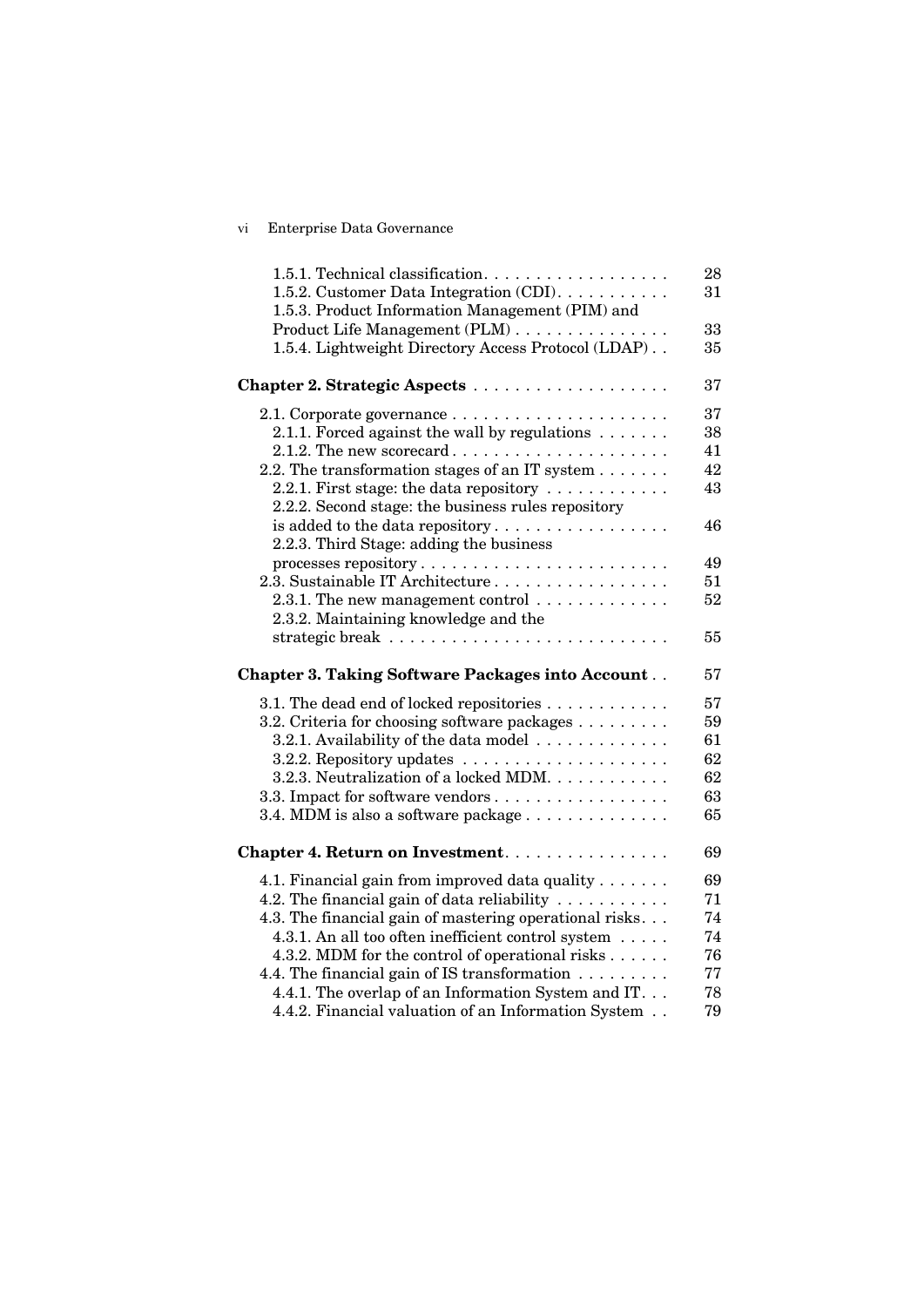1.5.1. Technical classification . . . . . . . . . . . . . . . . . . 28
1.5.2. Customer Data Integration (CDI) . . . . . . . . . . . 31
1.5.3. Product Information Management (PIM) and Product Life Management (PLM) . . . . . . . . . . . . . . . 33
1.5.4. Lightweight Directory Access Protocol (LDAP) . . 35

**Chapter 2. Strategic Aspects** . . . . . . . . . . . . . . . . . . . 37

2.1. Corporate governance . . . . . . . . . . . . . . . . . . . . . 37
2.1.1. Forced against the wall by regulations . . . . . . . 38
2.1.2. The new scorecard . . . . . . . . . . . . . . . . . . . . . 41
2.2. The transformation stages of an IT system . . . . . . . 42
2.2.1. First stage: the data repository . . . . . . . . . . . . 43
2.2.2. Second stage: the business rules repository is added to the data repository . . . . . . . . . . . . . . . . . 46
2.2.3. Third Stage: adding the business processes repository . . . . . . . . . . . . . . . . . . . . . . . . 49
2.3. Sustainable IT Architecture . . . . . . . . . . . . . . . . . 51
2.3.1. The new management control . . . . . . . . . . . . . 52
2.3.2. Maintaining knowledge and the strategic break . . . . . . . . . . . . . . . . . . . . . . . . . . 55

**Chapter 3. Taking Software Packages into Account** . . 57

3.1. The dead end of locked repositories . . . . . . . . . . . . 57
3.2. Criteria for choosing software packages . . . . . . . . . 59
3.2.1. Availability of the data model . . . . . . . . . . . . . 61
3.2.2. Repository updates . . . . . . . . . . . . . . . . . . . . 62
3.2.3. Neutralization of a locked MDM. . . . . . . . . . . . 62
3.3. Impact for software vendors . . . . . . . . . . . . . . . . . 63
3.4. MDM is also a software package . . . . . . . . . . . . . . 65

**Chapter 4. Return on Investment** . . . . . . . . . . . . . . . . 69

4.1. Financial gain from improved data quality . . . . . . . 69
4.2. The financial gain of data reliability . . . . . . . . . . . 71
4.3. The financial gain of mastering operational risks. . . 74
4.3.1. An all too often inefficient control system . . . . . 74
4.3.2. MDM for the control of operational risks . . . . . . 76
4.4. The financial gain of IS transformation . . . . . . . . . 77
4.4.1. The overlap of an Information System and IT. . . 78
4.4.2. Financial valuation of an Information System . . 79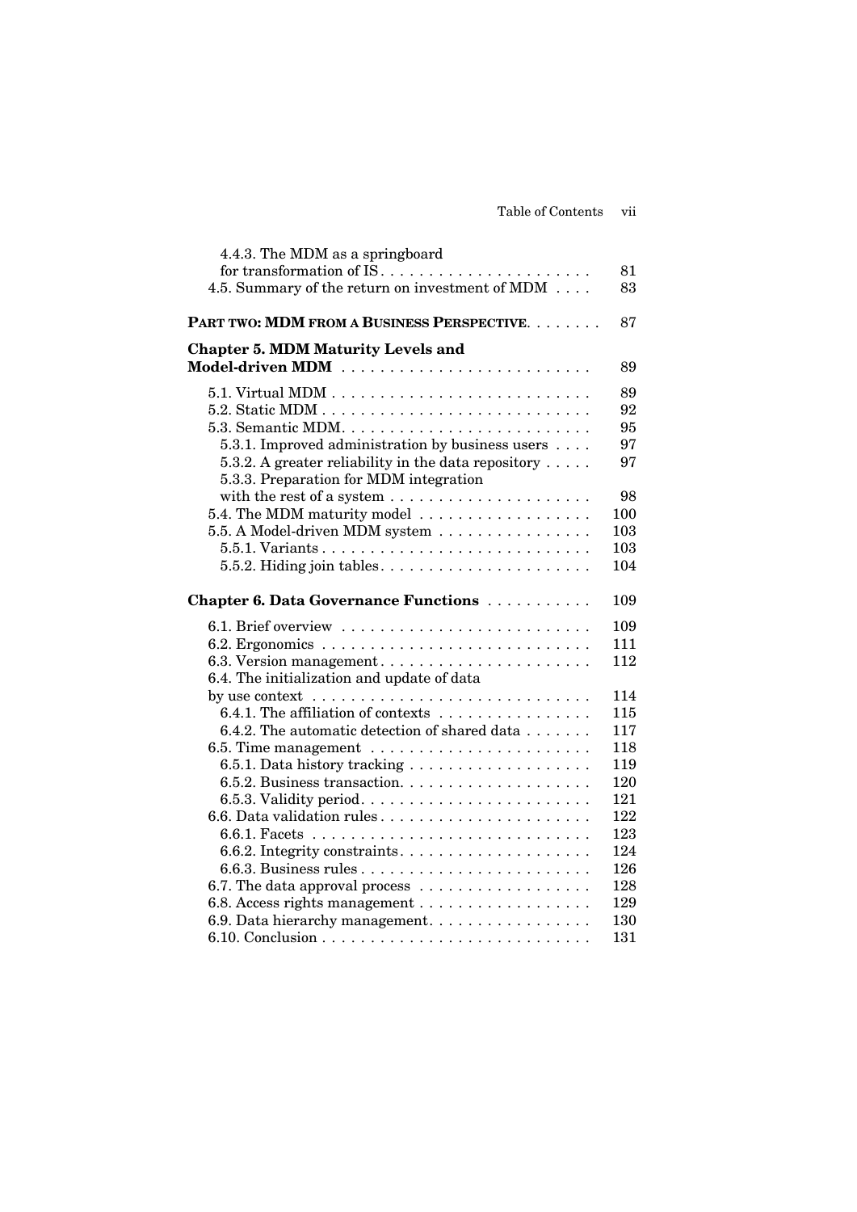4.4.3. The MDM as a springboard for transformation of IS . . . . . . . . . . . . . . . . . . . . . . 81
4.5. Summary of the return on investment of MDM . . . . 83

**PART TWO: MDM FROM A BUSINESS PERSPECTIVE** . . . . . . . . 87

**Chapter 5. MDM Maturity Levels and Model-driven MDM** . . . . . . . . . . . . . . . . . . . . . . . . . . 89

5.1. Virtual MDM . . . . . . . . . . . . . . . . . . . . . . . . . . . 89
5.2. Static MDM . . . . . . . . . . . . . . . . . . . . . . . . . . . . 92
5.3. Semantic MDM. . . . . . . . . . . . . . . . . . . . . . . . . . 95
5.3.1. Improved administration by business users . . . . 97
5.3.2. A greater reliability in the data repository . . . . . 97
5.3.3. Preparation for MDM integration with the rest of a system . . . . . . . . . . . . . . . . . . . . . 98
5.4. The MDM maturity model . . . . . . . . . . . . . . . . . . 100
5.5. A Model-driven MDM system . . . . . . . . . . . . . . . . 103
5.5.1. Variants . . . . . . . . . . . . . . . . . . . . . . . . . . . . 103
5.5.2. Hiding join tables. . . . . . . . . . . . . . . . . . . . . . 104

**Chapter 6. Data Governance Functions** . . . . . . . . . . . 109

6.1. Brief overview . . . . . . . . . . . . . . . . . . . . . . . . . . 109
6.2. Ergonomics . . . . . . . . . . . . . . . . . . . . . . . . . . . . 111
6.3. Version management . . . . . . . . . . . . . . . . . . . . . 112
6.4. The initialization and update of data by use context . . . . . . . . . . . . . . . . . . . . . . . . . . . . 114
6.4.1. The affiliation of contexts . . . . . . . . . . . . . . . . 115
6.4.2. The automatic detection of shared data . . . . . . . 117
6.5. Time management . . . . . . . . . . . . . . . . . . . . . . . 118
6.5.1. Data history tracking . . . . . . . . . . . . . . . . . . . 119
6.5.2. Business transaction. . . . . . . . . . . . . . . . . . . . 120
6.5.3. Validity period. . . . . . . . . . . . . . . . . . . . . . . . 121
6.6. Data validation rules . . . . . . . . . . . . . . . . . . . . . . 122
6.6.1. Facets . . . . . . . . . . . . . . . . . . . . . . . . . . . . . 123
6.6.2. Integrity constraints. . . . . . . . . . . . . . . . . . . . 124
6.6.3. Business rules . . . . . . . . . . . . . . . . . . . . . . . . 126
6.7. The data approval process . . . . . . . . . . . . . . . . . . 128
6.8. Access rights management . . . . . . . . . . . . . . . . . . 129
6.9. Data hierarchy management. . . . . . . . . . . . . . . . . 130
6.10. Conclusion . . . . . . . . . . . . . . . . . . . . . . . . . . . . 131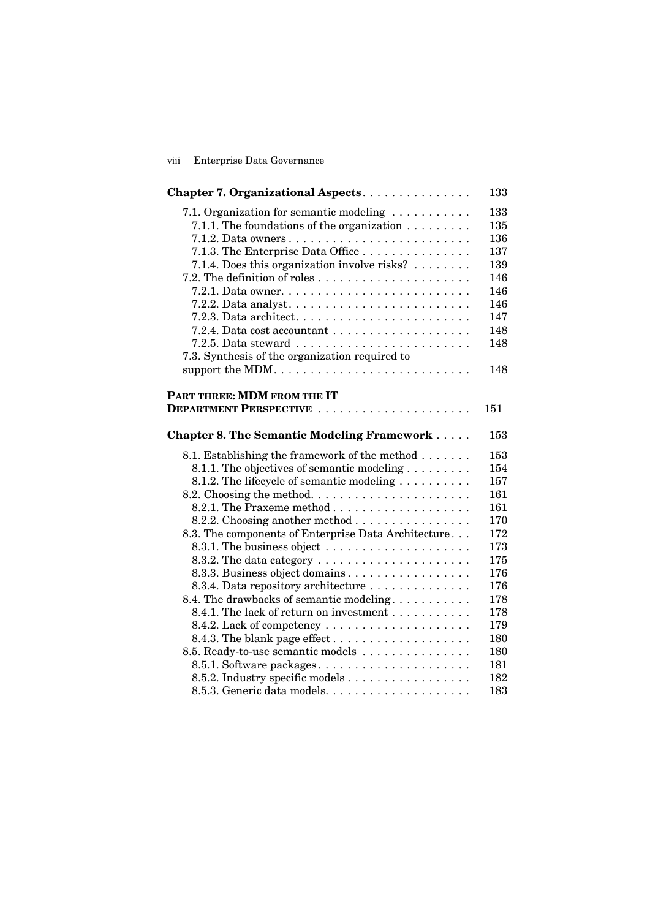**Chapter 7. Organizational Aspects** . . . . . . . . . . . . . . . 133

7.1. Organization for semantic modeling . . . . . . . . . . . 133
7.1.1. The foundations of the organization . . . . . . . . . 135
7.1.2. Data owners . . . . . . . . . . . . . . . . . . . . . . . . . 136
7.1.3. The Enterprise Data Office . . . . . . . . . . . . . . . 137
7.1.4. Does this organization involve risks? . . . . . . . . 139
7.2. The definition of roles . . . . . . . . . . . . . . . . . . . . . 146
7.2.1. Data owner. . . . . . . . . . . . . . . . . . . . . . . . . . 146
7.2.2. Data analyst. . . . . . . . . . . . . . . . . . . . . . . . . 146
7.2.3. Data architect. . . . . . . . . . . . . . . . . . . . . . . . 147
7.2.4. Data cost accountant . . . . . . . . . . . . . . . . . . . 148
7.2.5. Data steward . . . . . . . . . . . . . . . . . . . . . . . . 148
7.3. Synthesis of the organization required to support the MDM. . . . . . . . . . . . . . . . . . . . . . . . . . . 148

**PART THREE: MDM FROM THE IT DEPARTMENT PERSPECTIVE** . . . . . . . . . . . . . . . . . . . . . . 151

**Chapter 8. The Semantic Modeling Framework** . . . . . 153

8.1. Establishing the framework of the method . . . . . . . 153
8.1.1. The objectives of semantic modeling . . . . . . . . . 154
8.1.2. The lifecycle of semantic modeling . . . . . . . . . . 157
8.2. Choosing the method. . . . . . . . . . . . . . . . . . . . . . 161
8.2.1. The Praxeme method . . . . . . . . . . . . . . . . . . . 161
8.2.2. Choosing another method . . . . . . . . . . . . . . . . 170
8.3. The components of Enterprise Data Architecture. . . 172
8.3.1. The business object . . . . . . . . . . . . . . . . . . . . 173
8.3.2. The data category . . . . . . . . . . . . . . . . . . . . . 175
8.3.3. Business object domains . . . . . . . . . . . . . . . . . 176
8.3.4. Data repository architecture . . . . . . . . . . . . . . 176
8.4. The drawbacks of semantic modeling. . . . . . . . . . . 178
8.4.1. The lack of return on investment . . . . . . . . . . . 178
8.4.2. Lack of competency . . . . . . . . . . . . . . . . . . . . 179
8.4.3. The blank page effect . . . . . . . . . . . . . . . . . . . 180
8.5. Ready-to-use semantic models . . . . . . . . . . . . . . . 180
8.5.1. Software packages. . . . . . . . . . . . . . . . . . . . . 181
8.5.2. Industry specific models . . . . . . . . . . . . . . . . . 182
8.5.3. Generic data models. . . . . . . . . . . . . . . . . . . . 183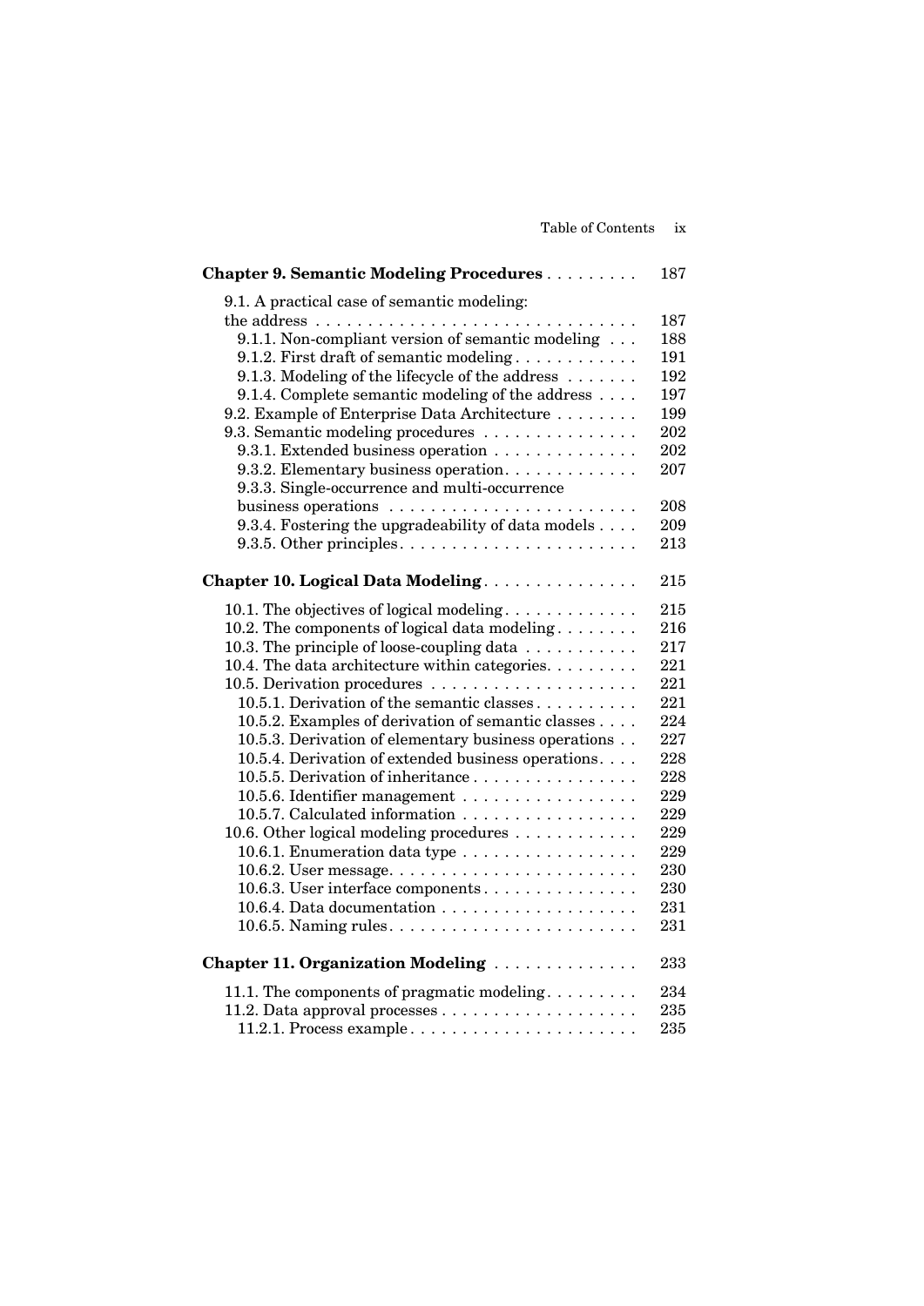**Chapter 9. Semantic Modeling Procedures** . . . . . . . . . 187

9.1. A practical case of semantic modeling: the address . . . . . . . . . . . . . . . . . . . . . . . . . . . . . . . 187
9.1.1. Non-compliant version of semantic modeling . . . 188
9.1.2. First draft of semantic modeling . . . . . . . . . . . . 191
9.1.3. Modeling of the lifecycle of the address . . . . . . . 192
9.1.4. Complete semantic modeling of the address . . . . 197
9.2. Example of Enterprise Data Architecture . . . . . . . . 199
9.3. Semantic modeling procedures . . . . . . . . . . . . . . . 202
9.3.1. Extended business operation . . . . . . . . . . . . . . 202
9.3.2. Elementary business operation. . . . . . . . . . . . . 207
9.3.3. Single-occurrence and multi-occurrence business operations . . . . . . . . . . . . . . . . . . . . . . . . 208
9.3.4. Fostering the upgradeability of data models . . . . 209
9.3.5. Other principles. . . . . . . . . . . . . . . . . . . . . . . 213

**Chapter 10. Logical Data Modeling** . . . . . . . . . . . . . . . 215

10.1. The objectives of logical modeling. . . . . . . . . . . . . 215
10.2. The components of logical data modeling . . . . . . . . 216
10.3. The principle of loose-coupling data . . . . . . . . . . . 217
10.4. The data architecture within categories. . . . . . . . . 221
10.5. Derivation procedures . . . . . . . . . . . . . . . . . . . . 221
10.5.1. Derivation of the semantic classes . . . . . . . . . . 221
10.5.2. Examples of derivation of semantic classes . . . . 224
10.5.3. Derivation of elementary business operations . . 227
10.5.4. Derivation of extended business operations. . . . 228
10.5.5. Derivation of inheritance . . . . . . . . . . . . . . . . 228
10.5.6. Identifier management . . . . . . . . . . . . . . . . . 229
10.5.7. Calculated information . . . . . . . . . . . . . . . . . 229
10.6. Other logical modeling procedures . . . . . . . . . . . . 229
10.6.1. Enumeration data type . . . . . . . . . . . . . . . . . 229
10.6.2. User message. . . . . . . . . . . . . . . . . . . . . . . . 230
10.6.3. User interface components . . . . . . . . . . . . . . . 230
10.6.4. Data documentation . . . . . . . . . . . . . . . . . . . 231
10.6.5. Naming rules. . . . . . . . . . . . . . . . . . . . . . . . 231

**Chapter 11. Organization Modeling** . . . . . . . . . . . . . . 233

11.1. The components of pragmatic modeling. . . . . . . . . 234
11.2. Data approval processes . . . . . . . . . . . . . . . . . . . 235
11.2.1. Process example . . . . . . . . . . . . . . . . . . . . . . 235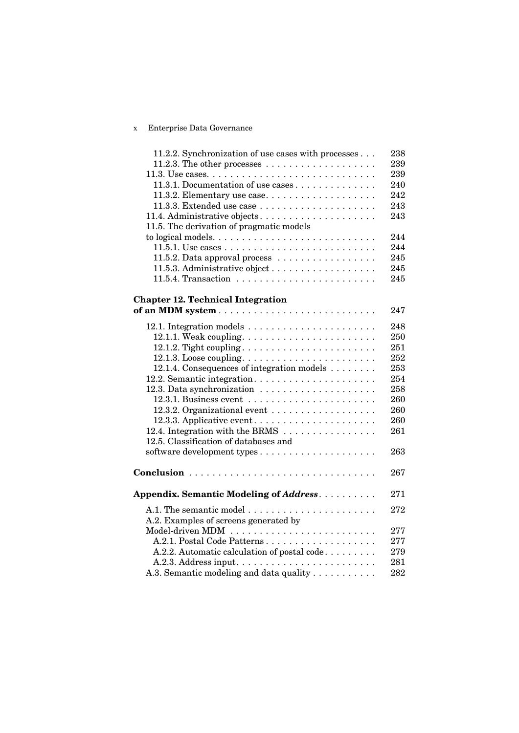11.2.2. Synchronization of use cases with processes . . . 238
11.2.3. The other processes . . . . . . . . . . . . . . . . . . . 239
11.3. Use cases. . . . . . . . . . . . . . . . . . . . . . . . . . . . . 239
11.3.1. Documentation of use cases . . . . . . . . . . . . . . 240
11.3.2. Elementary use case. . . . . . . . . . . . . . . . . . . 242
11.3.3. Extended use case . . . . . . . . . . . . . . . . . . . . 243
11.4. Administrative objects . . . . . . . . . . . . . . . . . . . . 243
11.5. The derivation of pragmatic models to logical models. . . . . . . . . . . . . . . . . . . . . . . . . . . 244
11.5.1. Use cases . . . . . . . . . . . . . . . . . . . . . . . . . . 244
11.5.2. Data approval process . . . . . . . . . . . . . . . . . 245
11.5.3. Administrative object . . . . . . . . . . . . . . . . . . 245
11.5.4. Transaction . . . . . . . . . . . . . . . . . . . . . . . . 245

**Chapter 12. Technical Integration of an MDM system** . . . . . . . . . . . . . . . . . . . . . . . . . . 247

12.1. Integration models . . . . . . . . . . . . . . . . . . . . . . 248
12.1.1. Weak coupling. . . . . . . . . . . . . . . . . . . . . . . 250
12.1.2. Tight coupling . . . . . . . . . . . . . . . . . . . . . . . 251
12.1.3. Loose coupling. . . . . . . . . . . . . . . . . . . . . . . 252
12.1.4. Consequences of integration models . . . . . . . . 253
12.2. Semantic integration . . . . . . . . . . . . . . . . . . . . . 254
12.3. Data synchronization . . . . . . . . . . . . . . . . . . . . 258
12.3.1. Business event . . . . . . . . . . . . . . . . . . . . . . 260
12.3.2. Organizational event . . . . . . . . . . . . . . . . . . 260
12.3.3. Applicative event . . . . . . . . . . . . . . . . . . . . . 260
12.4. Integration with the BRMS . . . . . . . . . . . . . . . . 261
12.5. Classification of databases and software development types . . . . . . . . . . . . . . . . . . . . 263

**Conclusion** . . . . . . . . . . . . . . . . . . . . . . . . . . . . . . 267

**Appendix. Semantic Modeling of *Address*** . . . . . . . . . . 271

A.1. The semantic model . . . . . . . . . . . . . . . . . . . . . . 272
A.2. Examples of screens generated by Model-driven MDM . . . . . . . . . . . . . . . . . . . . . . . . . 277
A.2.1. Postal Code Patterns . . . . . . . . . . . . . . . . . . . 277
A.2.2. Automatic calculation of postal code . . . . . . . . . 279
A.2.3. Address input. . . . . . . . . . . . . . . . . . . . . . . . 281
A.3. Semantic modeling and data quality . . . . . . . . . . . 282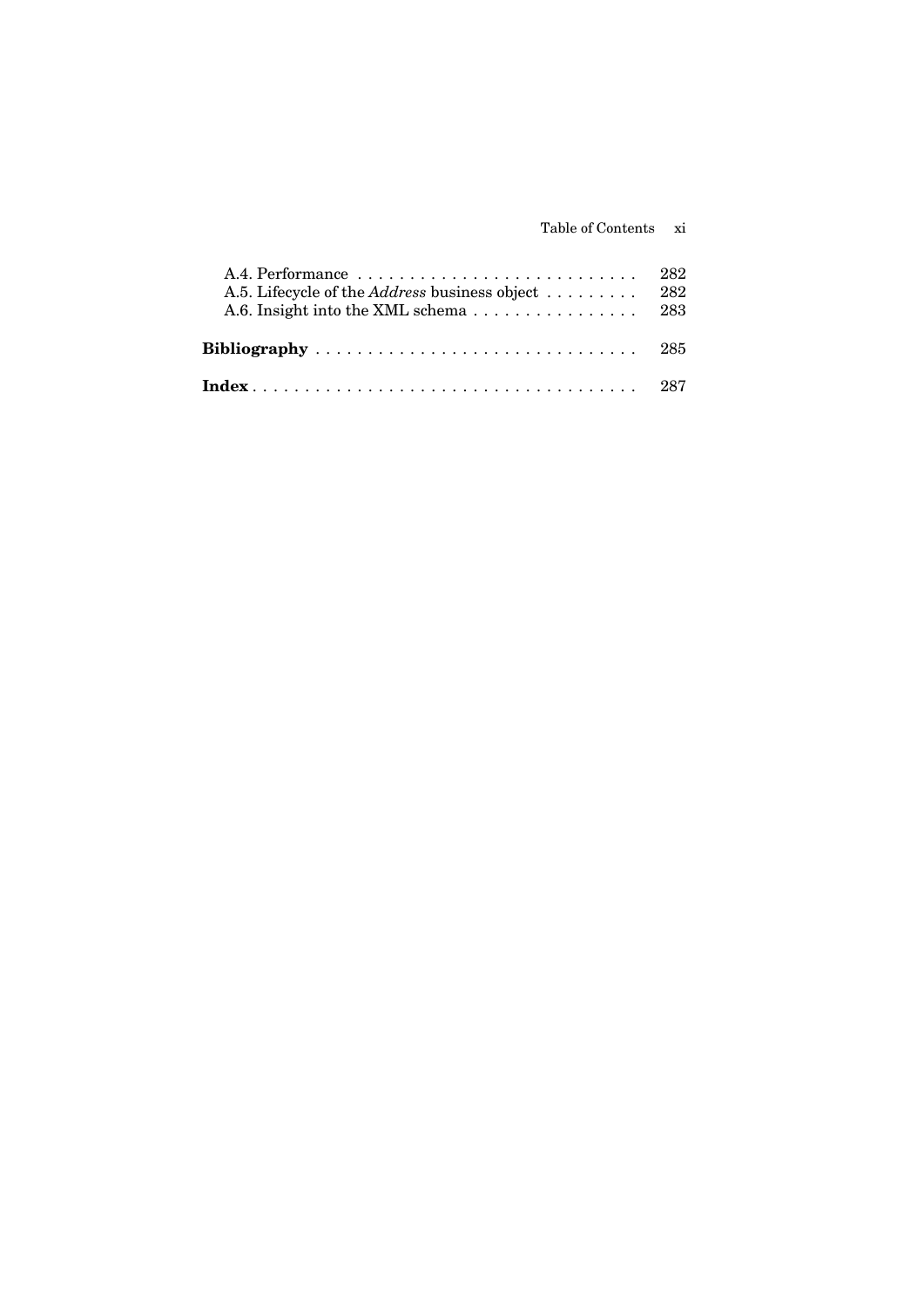A.4. Performance . . . . . . . . . . . . . . . . . . . . . . . . . . . 282
A.5. Lifecycle of the *Address* business object . . . . . . . . . 282
A.6. Insight into the XML schema . . . . . . . . . . . . . . . . 283

**Bibliography** . . . . . . . . . . . . . . . . . . . . . . . . . . . . . . . 285

**Index** . . . . . . . . . . . . . . . . . . . . . . . . . . . . . . . . . . . . 287